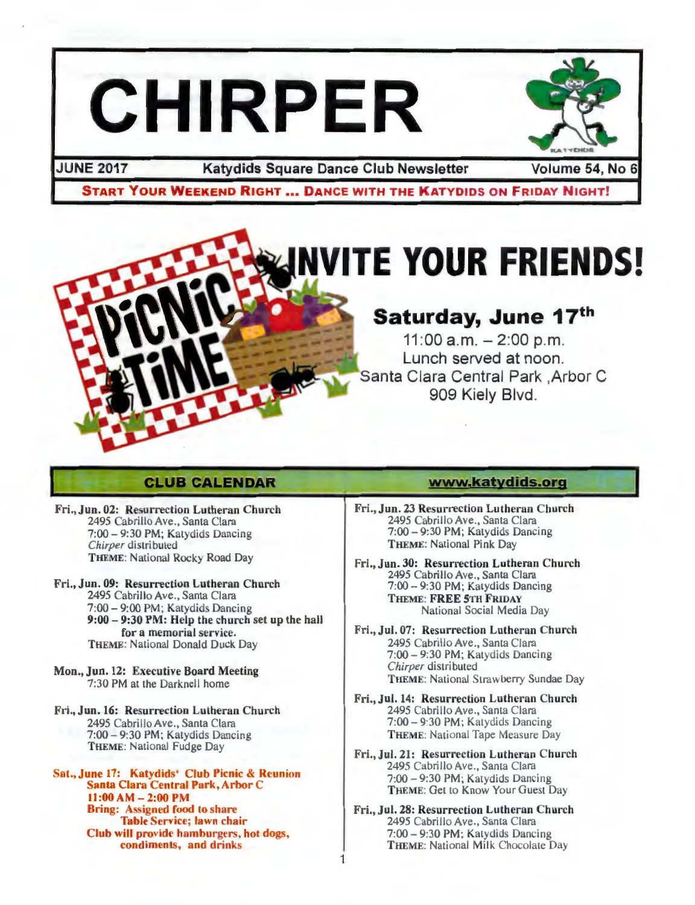# CHIRPER

**JUNE 2017** | **Katydids Square Dance Club Newsletter** | **Volume 54, No 6**

**START YOUR WEEKEND RIGHT ... DANCE WITH THE KATYDIDS ON FRIDAY NIGHT!**

PICNIC TIME

# INVITE YOUR FRIENDS!

## Saturday, June 17th

11:00 a.m. – 2:00 p.m.
Lunch served at noon.
Santa Clara Central Park ,Arbor C
909 Kiely Blvd.

## CLUB CALENDAR

**www.katydids.org**

**Fri., Jun. 02: Resurrection Lutheran Church**
2495 Cabrillo Ave., Santa Clara
7:00 – 9:30 PM; Katydids Dancing
*Chirper* distributed
**THEME**: National Rocky Road Day

**Fri., Jun. 09: Resurrection Lutheran Church**
2495 Cabrillo Ave., Santa Clara
7:00 – 9:00 PM; Katydids Dancing
**9:00 – 9:30 PM: Help the church set up the hall for a memorial service.**
**THEME**: National Donald Duck Day

**Mon., Jun. 12: Executive Board Meeting**
7:30 PM at the Darknell home

**Fri., Jun. 16: Resurrection Lutheran Church**
2495 Cabrillo Ave., Santa Clara
7:00 – 9:30 PM; Katydids Dancing
**THEME**: National Fudge Day

**Sat., June 17: Katydids' Club Picnic & Reunion**
**Santa Clara Central Park, Arbor C**
**11:00 AM – 2:00 PM**
**Bring: Assigned food to share**
**Table Service; lawn chair**
**Club will provide hamburgers, hot dogs, condiments, and drinks**

**Fri., Jun. 23 Resurrection Lutheran Church**
2495 Cabrillo Ave., Santa Clara
7:00 – 9:30 PM; Katydids Dancing
**THEME**: National Pink Day

**Fri., Jun. 30: Resurrection Lutheran Church**
2495 Cabrillo Ave., Santa Clara
7:00 – 9:30 PM; Katydids Dancing
**THEME**: **FREE 5TH FRIDAY**
National Social Media Day

**Fri., Jul. 07: Resurrection Lutheran Church**
2495 Cabrillo Ave., Santa Clara
7:00 – 9:30 PM; Katydids Dancing
*Chirper* distributed
**THEME**: National Strawberry Sundae Day

**Fri., Jul. 14: Resurrection Lutheran Church**
2495 Cabrillo Ave., Santa Clara
7:00 – 9:30 PM; Katydids Dancing
**THEME**: National Tape Measure Day

**Fri., Jul. 21: Resurrection Lutheran Church**
2495 Cabrillo Ave., Santa Clara
7:00 – 9:30 PM; Katydids Dancing
**THEME**: Get to Know Your Guest Day

**Fri., Jul. 28: Resurrection Lutheran Church**
2495 Cabrillo Ave., Santa Clara
7:00 – 9:30 PM; Katydids Dancing
**THEME**: National Milk Chocolate Day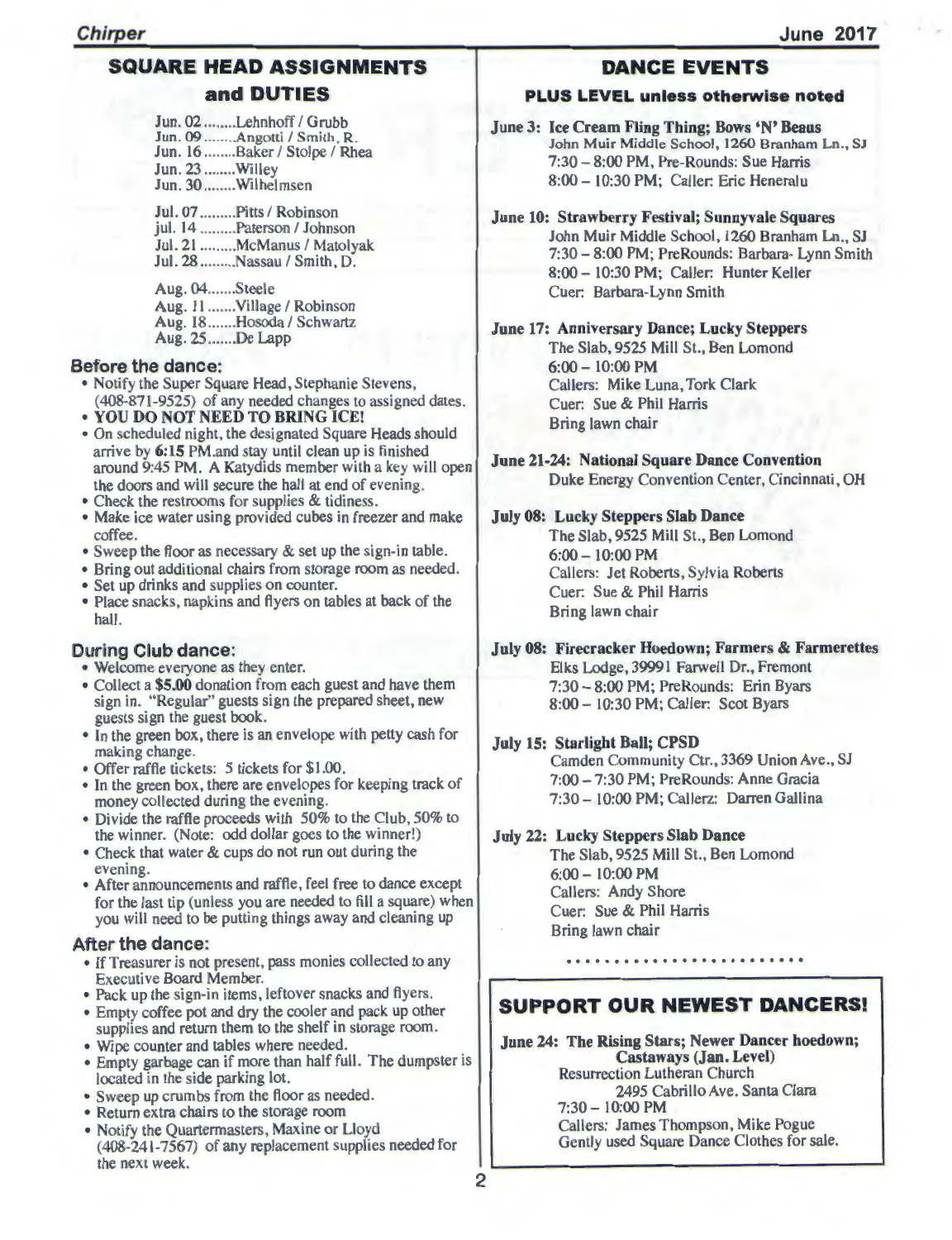## SQUARE HEAD ASSIGNMENTS and DUTIES

Jun. 02 ........Lehnhoff / Grubb
Jun. 09 ........Angotti / Smith, R.
Jun. 16 ........Baker / Stolpe / Rhea
Jun. 23 ........Willey
Jun. 30 ........Wilhelmsen

Jul. 07 .........Pitts / Robinson
jul. 14 .........Paterson / Johnson
Jul. 21 .........McManus / Matolyak
Jul. 28 .........Nassau / Smith, D.

Aug. 04.......Steele
Aug. 11 .......Village / Robinson
Aug. 18.......Hosoda / Schwartz
Aug. 25.......De Lapp

### Before the dance:

- Notify the Super Square Head, Stephanie Stevens, (408-871-9525) of any needed changes to assigned dates.
- **YOU DO NOT NEED TO BRING ICE!**
- On scheduled night, the designated Square Heads should arrive by **6:15** PM.and stay until clean up is finished around 9:45 PM. A Katydids member with a key will open the doors and will secure the hall at end of evening.
- Check the restrooms for supplies & tidiness.
- Make ice water using provided cubes in freezer and make coffee.
- Sweep the floor as necessary & set up the sign-in table.
- Bring out additional chairs from storage room as needed.
- Set up drinks and supplies on counter.
- Place snacks, napkins and flyers on tables at back of the hall.

### During Club dance:

- Welcome everyone as they enter.
- Collect a **$5.00** donation from each guest and have them sign in. "Regular" guests sign the prepared sheet, new guests sign the guest book.
- In the green box, there is an envelope with petty cash for making change.
- Offer raffle tickets: 5 tickets for $1.00.
- In the green box, there are envelopes for keeping track of money collected during the evening.
- Divide the raffle proceeds with 50% to the Club, 50% to the winner. (Note: odd dollar goes to the winner!)
- Check that water & cups do not run out during the evening.
- After announcements and raffle, feel free to dance except for the last tip (unless you are needed to fill a square) when you will need to be putting things away and cleaning up

### After the dance:

- If Treasurer is not present, pass monies collected to any Executive Board Member.
- Pack up the sign-in items, leftover snacks and flyers.
- Empty coffee pot and dry the cooler and pack up other supplies and return them to the shelf in storage room.
- Wipe counter and tables where needed.
- Empty garbage can if more than half full. The dumpster is located in the side parking lot.
- Sweep up crumbs from the floor as needed.
- Return extra chairs to the storage room
- Notify the Quartermasters, Maxine or Lloyd (408-241-7567) of any replacement supplies needed for the next week.

## DANCE EVENTS

**PLUS LEVEL unless otherwise noted**

**June 3: Ice Cream Fling Thing; Bows 'N' Beaus**
John Muir Middle School, 1260 Branham Ln., SJ
7:30 – 8:00 PM, Pre-Rounds: Sue Harris
8:00 – 10:30 PM; Caller: Eric Heneralu

**June 10: Strawberry Festival; Sunnyvale Squares**
John Muir Middle School, 1260 Branham Ln., SJ
7:30 – 8:00 PM; PreRounds: Barbara- Lynn Smith
8:00 – 10:30 PM; Caller: Hunter Keller
Cuer: Barbara-Lynn Smith

**June 17: Anniversary Dance; Lucky Steppers**
The Slab, 9525 Mill St., Ben Lomond
6:00 – 10:00 PM
Callers: Mike Luna, Tork Clark
Cuer: Sue & Phil Harris
Bring lawn chair

**June 21-24: National Square Dance Convention**
Duke Energy Convention Center, Cincinnati, OH

**July 08: Lucky Steppers Slab Dance**
The Slab, 9525 Mill St., Ben Lomond
6:00 – 10:00 PM
Callers: Jet Roberts, Sylvia Roberts
Cuer: Sue & Phil Harris
Bring lawn chair

**July 08: Firecracker Hoedown; Farmers & Farmerettes**
Elks Lodge, 39991 Farwell Dr., Fremont
7:30 – 8:00 PM; PreRounds: Erin Byars
8:00 – 10:30 PM; Caller: Scot Byars

**July 15: Starlight Ball; CPSD**
Camden Community Ctr., 3369 Union Ave., SJ
7:00 – 7:30 PM; PreRounds: Anne Gracia
7:30 – 10:00 PM; Callerz: Darren Gallina

**July 22: Lucky Steppers Slab Dance**
The Slab, 9525 Mill St., Ben Lomond
6:00 – 10:00 PM
Callers: Andy Shore
Cuer: Sue & Phil Harris
Bring lawn chair

## SUPPORT OUR NEWEST DANCERS!

**June 24: The Rising Stars; Newer Dancer hoedown; Castaways (Jan. Level)**
Resurrection Lutheran Church
2495 Cabrillo Ave. Santa Clara
7:30 – 10:00 PM
Callers: James Thompson, Mike Pogue
Gently used Square Dance Clothes for sale.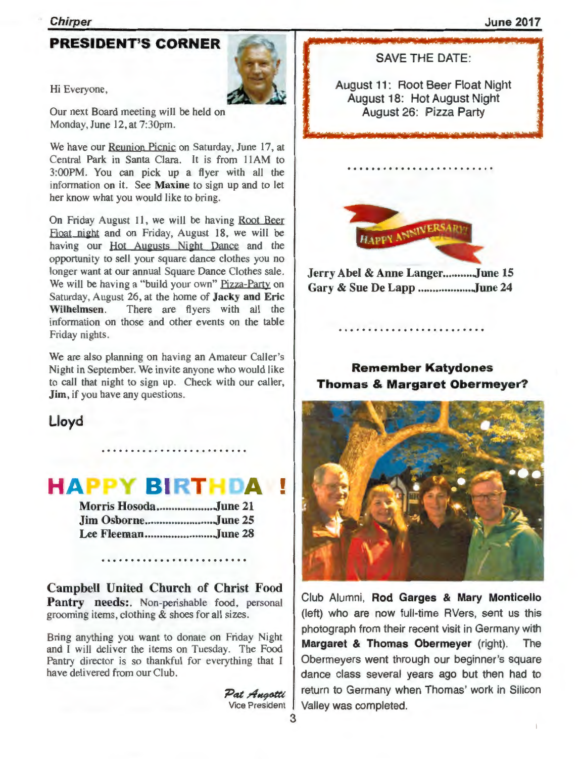## PRESIDENT'S CORNER

Hi Everyone,

Our next Board meeting will be held on Monday, June 12, at 7:30pm.

We have our Reunion Picnic on Saturday, June 17, at Central Park in Santa Clara. It is from 11AM to 3:00PM. You can pick up a flyer with all the information on it. See **Maxine** to sign up and to let her know what you would like to bring.

On Friday August 11, we will be having Root Beer Float night and on Friday, August 18, we will be having our Hot Augusts Night Dance and the opportunity to sell your square dance clothes you no longer want at our annual Square Dance Clothes sale. We will be having a "build your own" Pizza-Party on Saturday, August 26, at the home of **Jacky and Eric Wilhelmsen**. There are flyers with all the information on those and other events on the table Friday nights.

We are also planning on having an Amateur Caller's Night in September. We invite anyone who would like to call that night to sign up. Check with our caller, **Jim**, if you have any questions.

**Lloyd**

## HAPPY BIRTHDAY!

**Morris Hosoda....................June 21**
**Jim Osborne........................June 25**
**Lee Fleeman........................June 28**

**Campbell United Church of Christ Food Pantry needs:**. Non-perishable food, personal grooming items, clothing & shoes for all sizes.

Bring anything you want to donate on Friday Night and I will deliver the items on Tuesday. The Food Pantry director is so thankful for everything that I have delivered from our Club.

*Pat Angotti*
Vice President

SAVE THE DATE:

August 11: Root Beer Float Night
August 18: Hot August Night
August 26: Pizza Party

HAPPY ANNIVERSARY

**Jerry Abel & Anne Langer...........June 15**
**Gary & Sue De Lapp ...................June 24**

### Remember Katydones Thomas & Margaret Obermeyer?

Club Alumni, **Rod Garges & Mary Monticello** (left) who are now full-time RVers, sent us this photograph from their recent visit in Germany with **Margaret & Thomas Obermeyer** (right). The Obermeyers went through our beginner's square dance class several years ago but then had to return to Germany when Thomas' work in Silicon Valley was completed.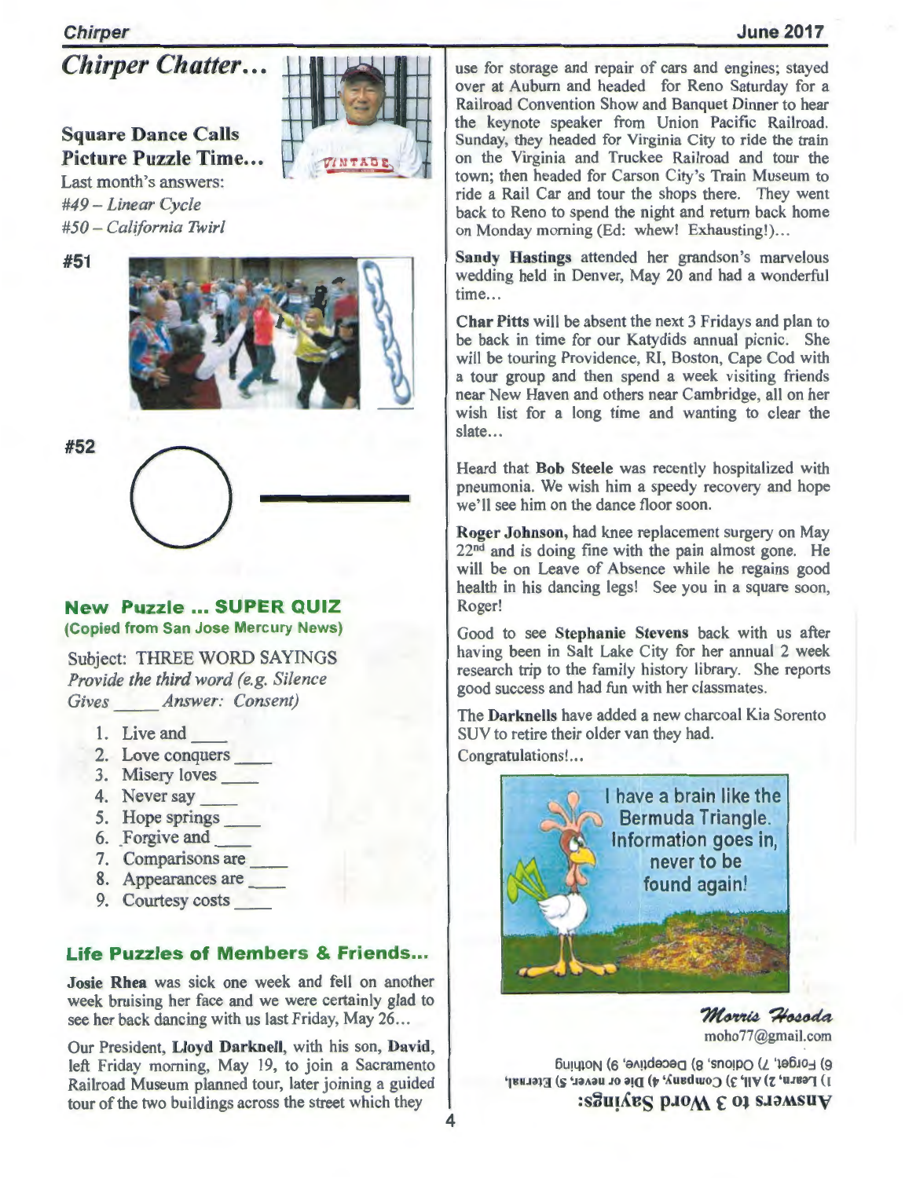# Chirper Chatter…

## Square Dance Calls Picture Puzzle Time…

Last month's answers:
*#49 – Linear Cycle*
*#50 – California Twirl*

**#51**

**#52**

## New Puzzle … SUPER QUIZ

**(Copied from San Jose Mercury News)**

Subject: THREE WORD SAYINGS
*Provide the third word (e.g. Silence Gives ____ Answer: Consent)*

1. Live and ____
2. Love conquers ____
3. Misery loves ____
4. Never say ____
5. Hope springs ____
6. Forgive and ____
7. Comparisons are ____
8. Appearances are ____
9. Courtesy costs ____

## Life Puzzles of Members & Friends…

**Josie Rhea** was sick one week and fell on another week bruising her face and we were certainly glad to see her back dancing with us last Friday, May 26…

Our President, **Lloyd Darknell**, with his son, **David**, left Friday morning, May 19, to join a Sacramento Railroad Museum planned tour, later joining a guided tour of the two buildings across the street which they use for storage and repair of cars and engines; stayed over at Auburn and headed for Reno Saturday for a Railroad Convention Show and Banquet Dinner to hear the keynote speaker from Union Pacific Railroad. Sunday, they headed for Virginia City to ride the train on the Virginia and Truckee Railroad and tour the town; then headed for Carson City's Train Museum to ride a Rail Car and tour the shops there. They went back to Reno to spend the night and return back home on Monday morning (Ed: whew! Exhausting!)…

**Sandy Hastings** attended her grandson's marvelous wedding held in Denver, May 20 and had a wonderful time…

**Char Pitts** will be absent the next 3 Fridays and plan to be back in time for our Katydids annual picnic. She will be touring Providence, RI, Boston, Cape Cod with a tour group and then spend a week visiting friends near New Haven and others near Cambridge, all on her wish list for a long time and wanting to clear the slate…

Heard that **Bob Steele** was recently hospitalized with pneumonia. We wish him a speedy recovery and hope we'll see him on the dance floor soon.

**Roger Johnson**, had knee replacement surgery on May 22nd and is doing fine with the pain almost gone. He will be on Leave of Absence while he regains good health in his dancing legs! See you in a square soon, Roger!

Good to see **Stephanie Stevens** back with us after having been in Salt Lake City for her annual 2 week research trip to the family history library. She reports good success and had fun with her classmates.

The **Darknells** have added a new charcoal Kia Sorento SUV to retire their older van they had. Congratulations!…

I have a brain like the Bermuda Triangle. Information goes in, never to be found again!

*Morris Hosoda*
moho77@gmail.com

**Answers to 3 Word Sayings:**
1) Learn, 2) All, 3) Company, 4) Die or never, 5) Eternal, 6) Forget, 7) Odious, 8) Deceptive, 9) Nothing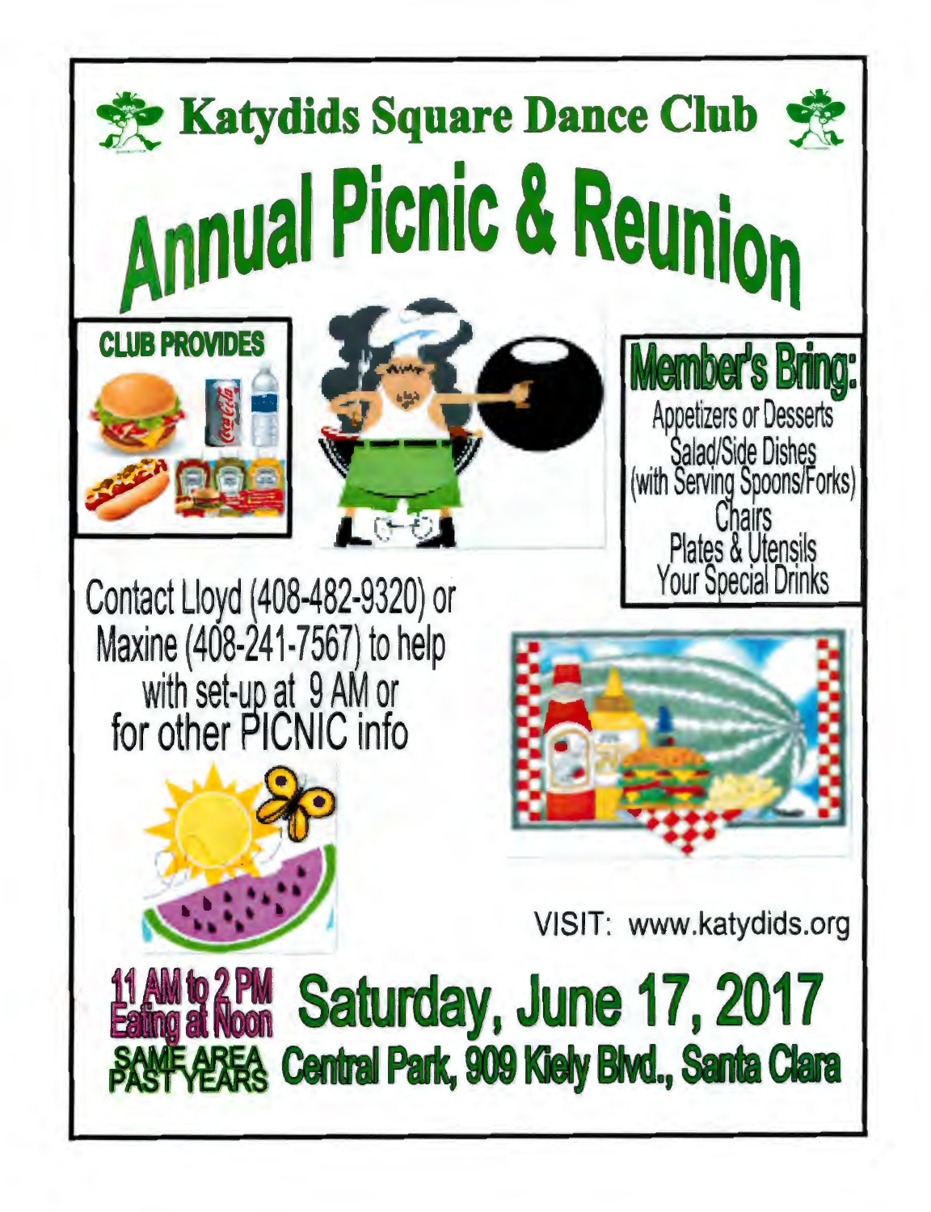# Katydids Square Dance Club

# Annual Picnic & Reunion

**CLUB PROVIDES**

## Member's Bring:

Appetizers or Desserts
Salad/Side Dishes
(with Serving Spoons/Forks)
Chairs
Plates & Utensils
Your Special Drinks

Contact Lloyd (408-482-9320) or Maxine (408-241-7567) to help with set-up at 9 AM or for other PICNIC info

VISIT: www.katydids.org

11 AM to 2 PM
Eating at Noon

## Saturday, June 17, 2017

SAME AREA
PAST YEARS

## Central Park, 909 Kiely Blvd., Santa Clara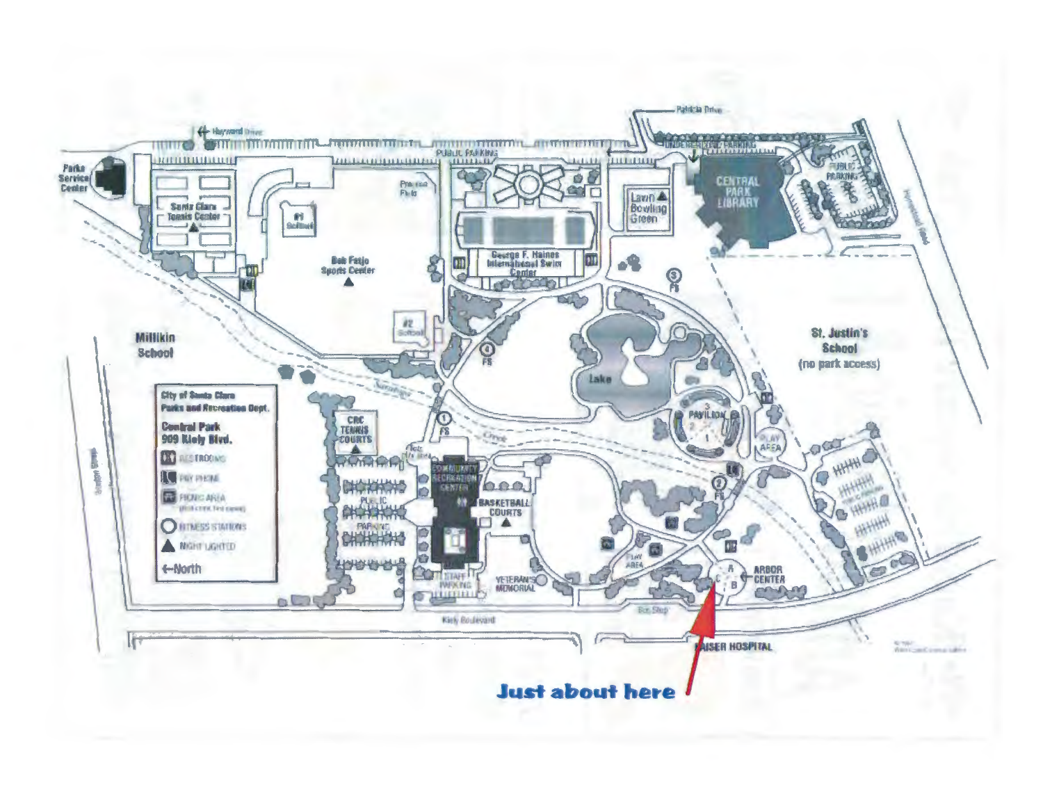City of Santa Clara
Parks and Recreation Dept.

**Central Park**
**909 Kiely Blvd.**

- RESTROOMS
- PAY PHONE
- PICNIC AREA
- FITNESS STATIONS
- NIGHT LIGHTED

←North

Parks Service Center

Santa Clara Tennis Center

#1 Softball

Bob Fatjo Sports Center

#2 Softball

PUBLIC PARKING

George F. Haines International Swim Center

Lawn Bowling Green

CENTRAL PARK LIBRARY

PUBLIC PARKING

Patricia Drive

Hayward Drive

Millikin School

St. Justin's School
(no park access)

Lake

PAVILION

PLAY AREA

CRC TENNIS COURTS

COMMUNITY RECREATION CENTER

PUBLIC PARKING

BASKETBALL COURTS

STAFF PARKING

VETERAN'S MEMORIAL

PLAY AREA

ARBOR CENTER

Kiely Boulevard

Bus Stop

KAISER HOSPITAL

Saratoga Creek

**Just about here**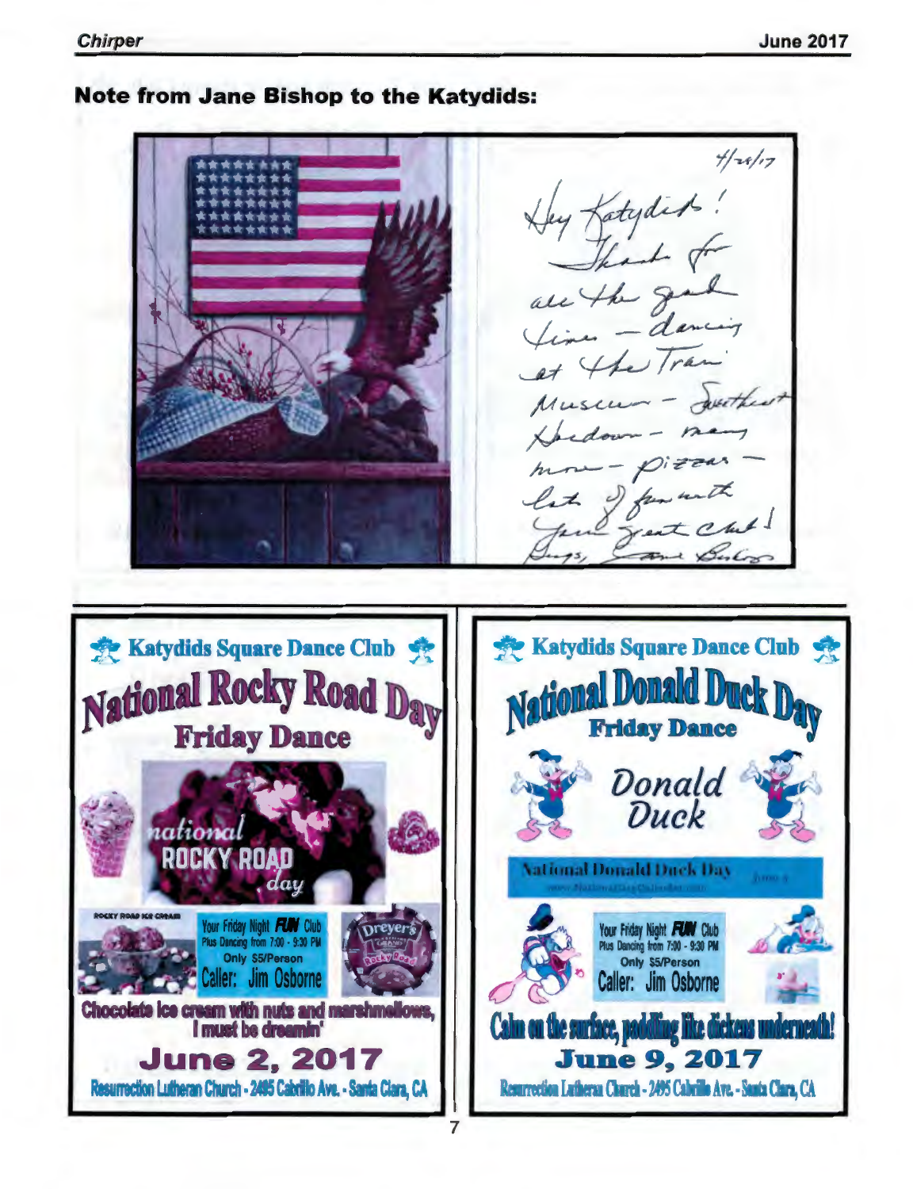## Note from Jane Bishop to the Katydids:

4/28/17

Hey Katydids!
Thanks for all the good times – dancing at the Train Museum – Southwest Hoedown – many more – pizzas – lots of fun with your great club!
Hugs, Jane Bishop

---

### Katydids Square Dance Club

# National Rocky Road Day

## Friday Dance

national ROCKY ROAD day

Your Friday Night **FUN** Club
Plus Dancing from 7:00 - 9:30 PM
Only $5/Person
Caller: Jim Osborne

Chocolate ice cream with nuts and marshmellows, I must be dreamin'

**June 2, 2017**

Resurrection Lutheran Church - 2495 Cabrillo Ave. - Santa Clara, CA

---

### Katydids Square Dance Club

# National Donald Duck Day

## Friday Dance

Donald Duck

National Donald Duck Day

Your Friday Night **FUN** Club
Plus Dancing from 7:00 - 9:30 PM
Only $5/Person
Caller: Jim Osborne

Calm on the surface, paddling like dickens underneath!

**June 9, 2017**

Resurrection Lutheran Church - 2495 Cabrillo Ave. - Santa Clara, CA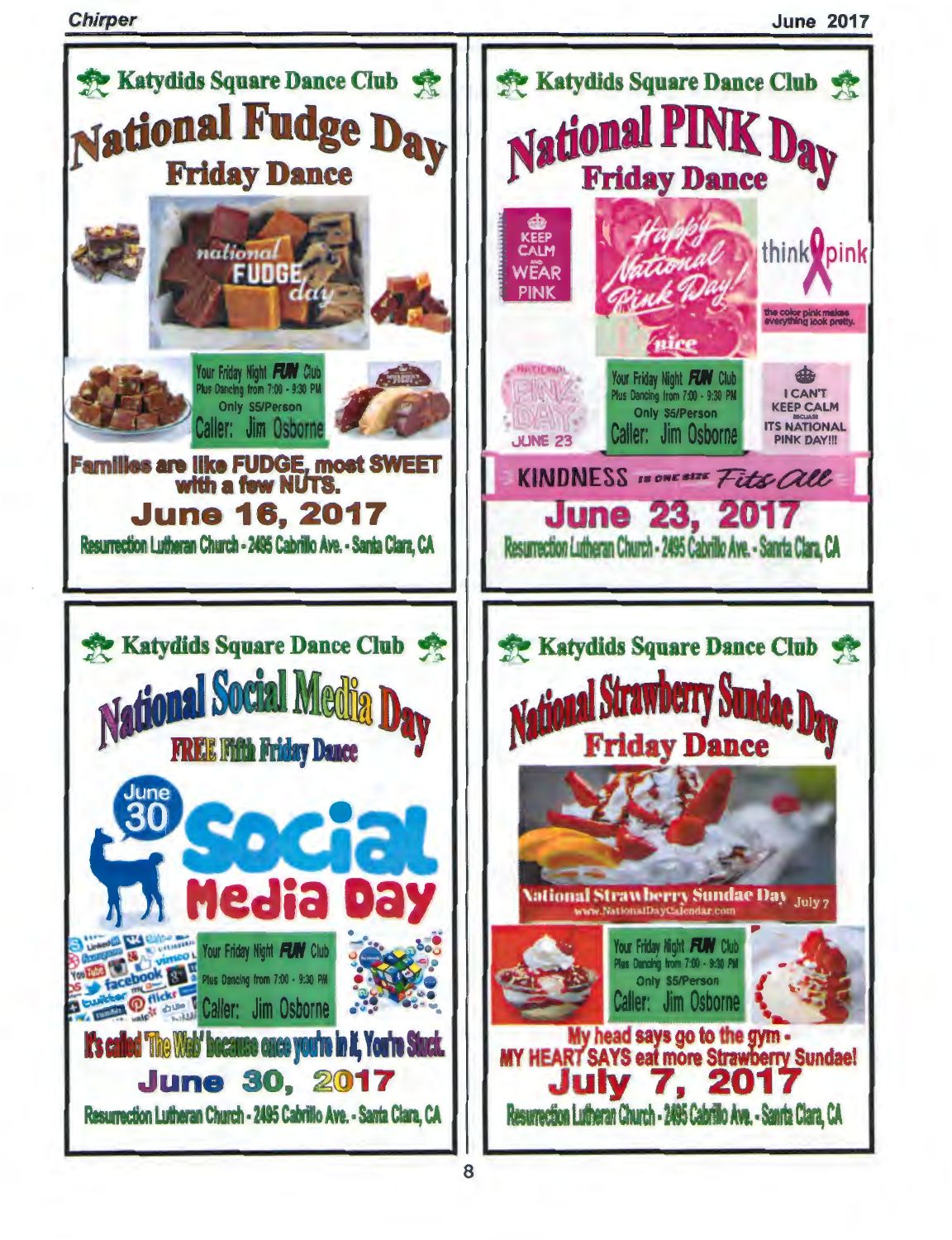## Katydids Square Dance Club

# National Fudge Day

### Friday Dance

national FUDGE day

Your Friday Night **FUN** Club
Plus Dancing from 7:00 - 9:30 PM
Only $5/Person
Caller: Jim Osborne

**Families are like FUDGE, most SWEET with a few NUTS.**

**June 16, 2017**

Resurrection Lutheran Church - 2495 Cabrillo Ave. - Santa Clara, CA

## Katydids Square Dance Club

# National PINK Day

### Friday Dance

KEEP CALM AND WEAR PINK

Happy National Pink Day!

think pink

the color pink makes everything look pretty.

NATIONAL PINK DAY JUNE 23

Your Friday Night **FUN** Club
Plus Dancing from 7:00 - 9:30 PM
Only $5/Person
Caller: Jim Osborne

I CAN'T KEEP CALM BECAUSE ITS NATIONAL PINK DAY!!!

KINDNESS IS ONE SIZE Fits All

**June 23, 2017**

Resurrection Lutheran Church - 2495 Cabrillo Ave. - Santa Clara, CA

## Katydids Square Dance Club

# National Social Media Day

### FREE Fifth Friday Dance

June 30 Social Media Day

Your Friday Night **FUN** Club
Plus Dancing from 7:00 - 9:30 PM
Caller: Jim Osborne

**It's called 'The Web' because once you're in it, You're Stuck.**

**June 30, 2017**

Resurrection Lutheran Church - 2495 Cabrillo Ave. - Santa Clara, CA

## Katydids Square Dance Club

# National Strawberry Sundae Day

### Friday Dance

National Strawberry Sundae Day July 7
www.NationalDayCalendar.com

Your Friday Night **FUN** Club
Plus Dancing from 7:00 - 9:30 PM
Only $5/Person
Caller: Jim Osborne

**My head says go to the gym - MY HEART SAYS eat more Strawberry Sundae!**

**July 7, 2017**

Resurrection Lutheran Church - 2495 Cabrillo Ave. - Santa Clara, CA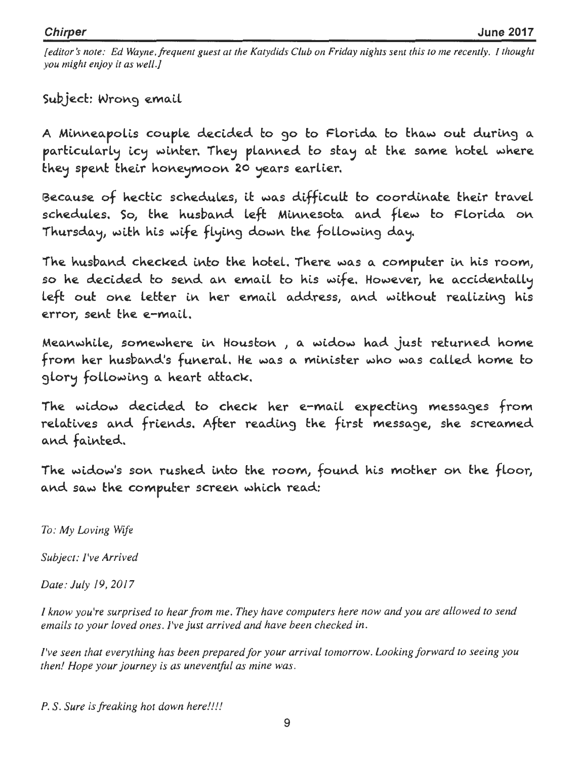*[editor's note: Ed Wayne, frequent guest at the Katydids Club on Friday nights sent this to me recently. I thought you might enjoy it as well.]*

Subject: Wrong email

A Minneapolis couple decided to go to Florida to thaw out during a particularly icy winter. They planned to stay at the same hotel where they spent their honeymoon 20 years earlier.

Because of hectic schedules, it was difficult to coordinate their travel schedules. So, the husband left Minnesota and flew to Florida on Thursday, with his wife flying down the following day.

The husband checked into the hotel. There was a computer in his room, so he decided to send an email to his wife. However, he accidentally left out one letter in her email address, and without realizing his error, sent the e-mail.

Meanwhile, somewhere in Houston , a widow had just returned home from her husband's funeral. He was a minister who was called home to glory following a heart attack.

The widow decided to check her e-mail expecting messages from relatives and friends. After reading the first message, she screamed and fainted.

The widow's son rushed into the room, found his mother on the floor, and saw the computer screen which read:

*To: My Loving Wife*

*Subject: I've Arrived*

*Date: July 19, 2017*

*I know you're surprised to hear from me. They have computers here now and you are allowed to send emails to your loved ones. I've just arrived and have been checked in.*

*I've seen that everything has been prepared for your arrival tomorrow. Looking forward to seeing you then! Hope your journey is as uneventful as mine was.*

*P. S. Sure is freaking hot down here!!!!*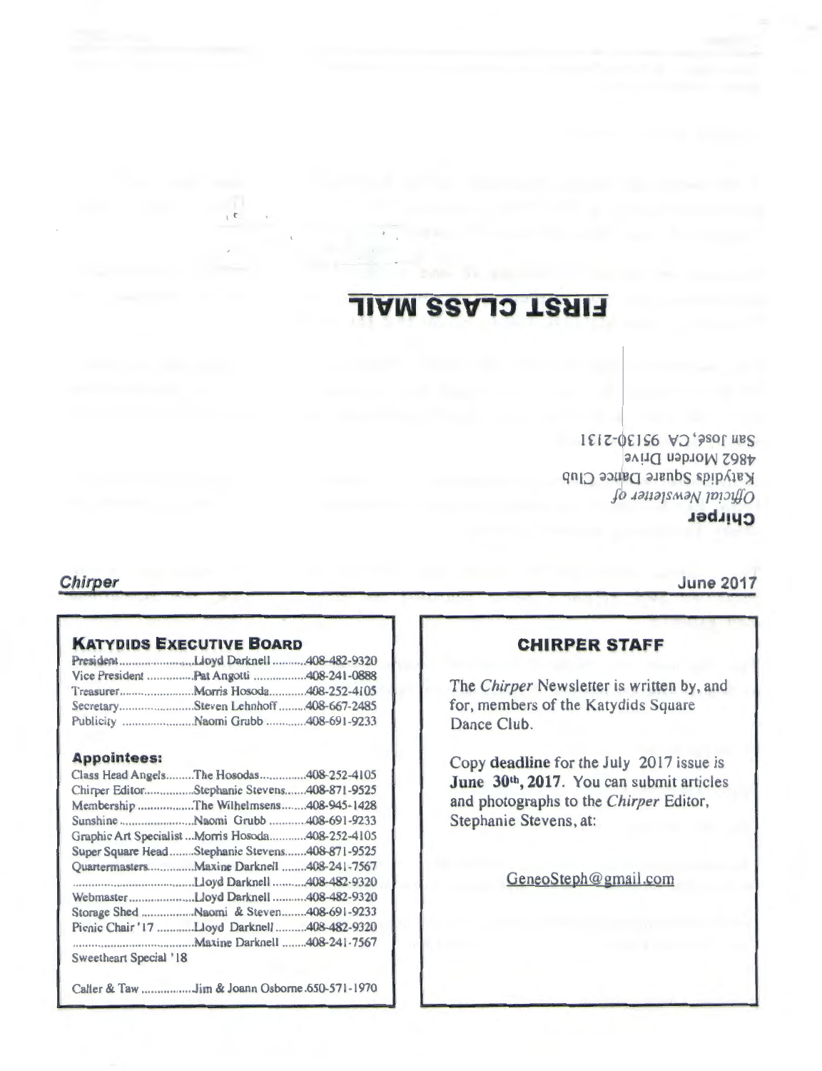# FIRST CLASS MAIL

**Chirper**
*Official Newsletter of*
Katydids Square Dance Club
4862 Morden Drive
San Jose, CA 95130-2131

*Chirper* June 2017

## KATYDIDS EXECUTIVE BOARD

| | | |
|---|---|---|
| President | Lloyd Darknell | 408-482-9320 |
| Vice President | Pat Angotti | 408-241-0888 |
| Treasurer | Morris Hosoda | 408-252-4105 |
| Secretary | Steven Lehnhoff | 408-667-2485 |
| Publicity | Naomi Grubb | 408-691-9233 |

### Appointees:

| | | |
|---|---|---|
| Class Head Angels | The Hosodas | 408-252-4105 |
| Chirper Editor | Stephanie Stevens | 408-871-9525 |
| Membership | The Wilhelmsens | 408-945-1428 |
| Sunshine | Naomi Grubb | 408-691-9233 |
| Graphic Art Specialist | Morris Hosoda | 408-252-4105 |
| Super Square Head | Stephanie Stevens | 408-871-9525 |
| Quartermasters | Maxine Darknell | 408-241-7567 |
| | Lloyd Darknell | 408-482-9320 |
| Webmaster | Lloyd Darknell | 408-482-9320 |
| Storage Shed | Naomi & Steven | 408-691-9233 |
| Picnic Chair '17 | Lloyd Darknell | 408-482-9320 |
| | Maxine Darknell | 408-241-7567 |
| Sweetheart Special '18 | | |
| Caller & Taw | Jim & Joann Osborne | 650-571-1970 |

## CHIRPER STAFF

The *Chirper* Newsletter is written by, and for, members of the Katydids Square Dance Club.

Copy **deadline** for the July 2017 issue is **June 30th, 2017**. You can submit articles and photographs to the *Chirper* Editor, Stephanie Stevens, at:

GeneoSteph@gmail.com